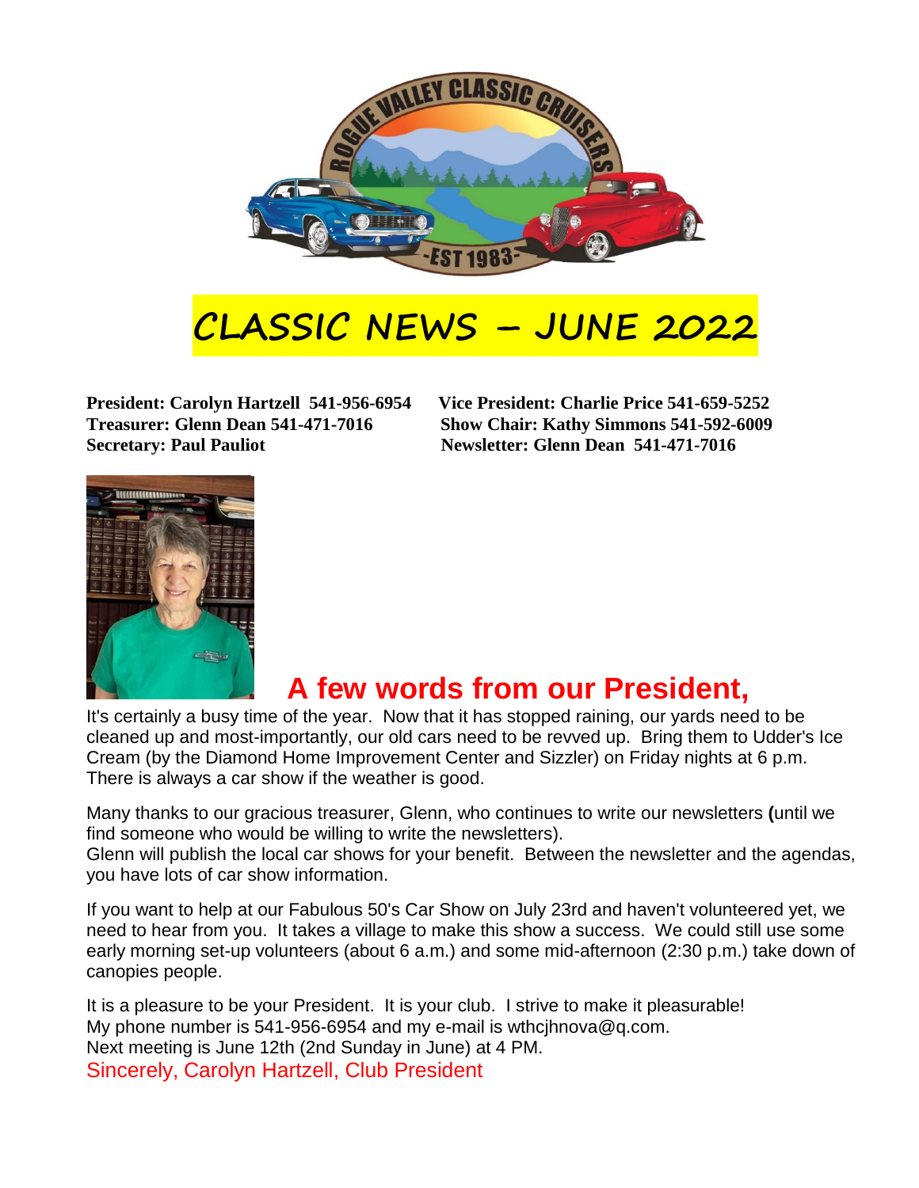# CLASSIC NEWS – JUNE 2022

**President: Carolyn Hartzell 541-956-6954**
**Vice President: Charlie Price 541-659-5252**
**Treasurer: Glenn Dean 541-471-7016**
**Show Chair: Kathy Simmons 541-592-6009**
**Secretary: Paul Pauliot**
**Newsletter: Glenn Dean 541-471-7016**

## A few words from our President,

It's certainly a busy time of the year. Now that it has stopped raining, our yards need to be cleaned up and most-importantly, our old cars need to be revved up. Bring them to Udder's Ice Cream (by the Diamond Home Improvement Center and Sizzler) on Friday nights at 6 p.m. There is always a car show if the weather is good.

Many thanks to our gracious treasurer, Glenn, who continues to write our newsletters **(**until we find someone who would be willing to write the newsletters).
Glenn will publish the local car shows for your benefit. Between the newsletter and the agendas, you have lots of car show information.

If you want to help at our Fabulous 50's Car Show on July 23rd and haven't volunteered yet, we need to hear from you. It takes a village to make this show a success. We could still use some early morning set-up volunteers (about 6 a.m.) and some mid-afternoon (2:30 p.m.) take down of canopies people.

It is a pleasure to be your President. It is your club. I strive to make it pleasurable!
My phone number is 541-956-6954 and my e-mail is wthcjhnova@q.com.
Next meeting is June 12th (2nd Sunday in June) at 4 PM.
Sincerely, Carolyn Hartzell, Club President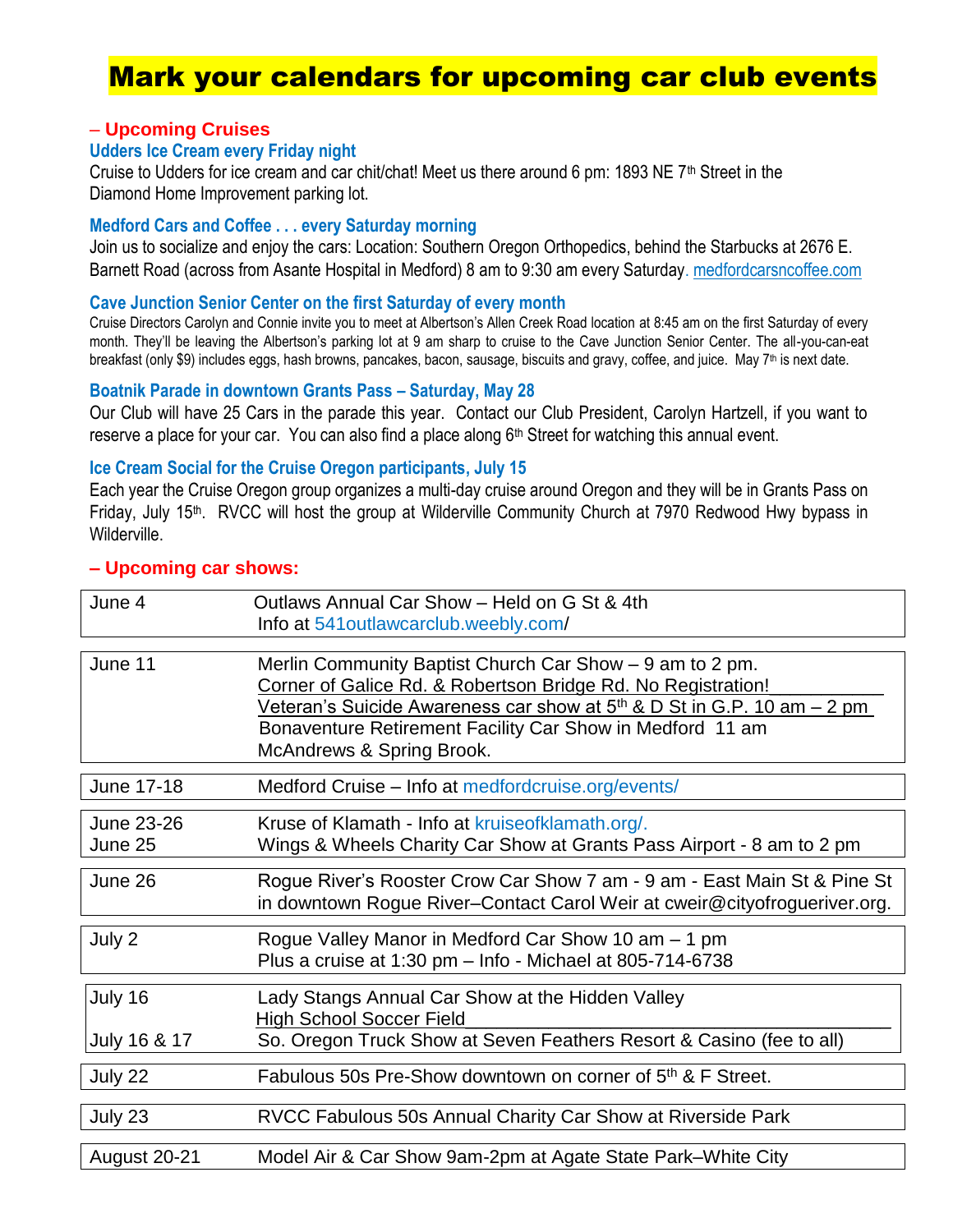# Mark your calendars for upcoming car club events

## – Upcoming Cruises

### Udders Ice Cream every Friday night

Cruise to Udders for ice cream and car chit/chat! Meet us there around 6 pm: 1893 NE 7th Street in the Diamond Home Improvement parking lot.

### Medford Cars and Coffee . . . every Saturday morning

Join us to socialize and enjoy the cars: Location: Southern Oregon Orthopedics, behind the Starbucks at 2676 E. Barnett Road (across from Asante Hospital in Medford) 8 am to 9:30 am every Saturday. medfordcarsncoffee.com

### Cave Junction Senior Center on the first Saturday of every month

Cruise Directors Carolyn and Connie invite you to meet at Albertson's Allen Creek Road location at 8:45 am on the first Saturday of every month. They'll be leaving the Albertson's parking lot at 9 am sharp to cruise to the Cave Junction Senior Center. The all-you-can-eat breakfast (only $9) includes eggs, hash browns, pancakes, bacon, sausage, biscuits and gravy, coffee, and juice. May 7th is next date.

### Boatnik Parade in downtown Grants Pass – Saturday, May 28

Our Club will have 25 Cars in the parade this year. Contact our Club President, Carolyn Hartzell, if you want to reserve a place for your car. You can also find a place along 6th Street for watching this annual event.

### Ice Cream Social for the Cruise Oregon participants, July 15

Each year the Cruise Oregon group organizes a multi-day cruise around Oregon and they will be in Grants Pass on Friday, July 15th. RVCC will host the group at Wilderville Community Church at 7970 Redwood Hwy bypass in Wilderville.

## – Upcoming car shows:

| Date | Event |
|---|---|
| June 4 | Outlaws Annual Car Show – Held on G St & 4th<br>Info at 541outlawcarclub.weebly.com/ |
| June 11 | Merlin Community Baptist Church Car Show – 9 am to 2 pm.<br>Corner of Galice Rd. & Robertson Bridge Rd. No Registration!<br>Veteran's Suicide Awareness car show at 5th & D St in G.P. 10 am – 2 pm<br>Bonaventure Retirement Facility Car Show in Medford 11 am<br>McAndrews & Spring Brook. |
| June 17-18 | Medford Cruise – Info at medfordcruise.org/events/ |
| June 23-26<br>June 25 | Kruse of Klamath - Info at kruiseofklamath.org/.<br>Wings & Wheels Charity Car Show at Grants Pass Airport - 8 am to 2 pm |
| June 26 | Rogue River's Rooster Crow Car Show 7 am - 9 am - East Main St & Pine St in downtown Rogue River–Contact Carol Weir at cweir@cityofrogueriver.org. |
| July 2 | Rogue Valley Manor in Medford Car Show 10 am – 1 pm<br>Plus a cruise at 1:30 pm – Info - Michael at 805-714-6738 |
| July 16<br>July 16 & 17 | Lady Stangs Annual Car Show at the Hidden Valley High School Soccer Field<br>So. Oregon Truck Show at Seven Feathers Resort & Casino (fee to all) |
| July 22 | Fabulous 50s Pre-Show downtown on corner of 5th & F Street. |
| July 23 | RVCC Fabulous 50s Annual Charity Car Show at Riverside Park |
| August 20-21 | Model Air & Car Show 9am-2pm at Agate State Park–White City |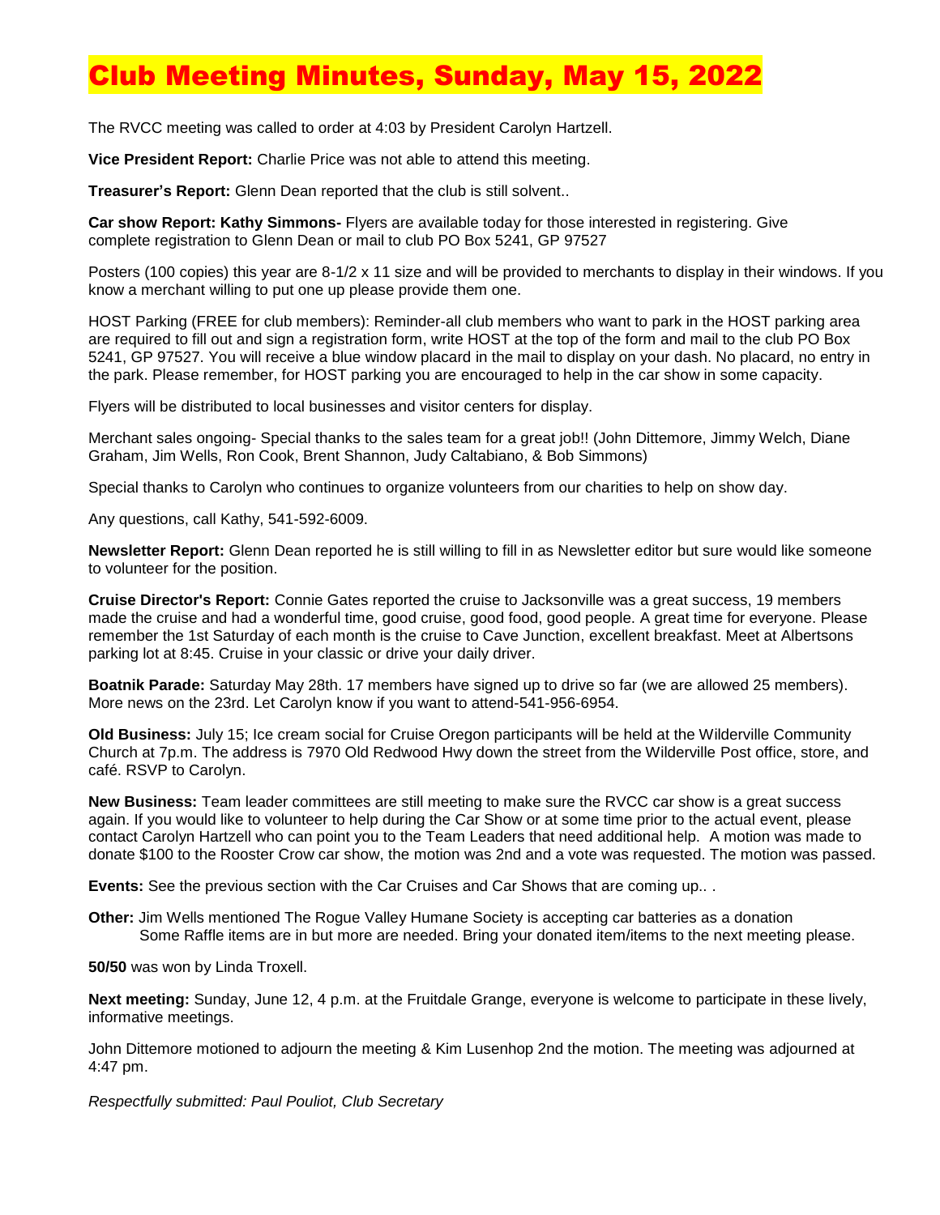# Club Meeting Minutes, Sunday, May 15, 2022

The RVCC meeting was called to order at 4:03 by President Carolyn Hartzell.

**Vice President Report:** Charlie Price was not able to attend this meeting.

**Treasurer's Report:** Glenn Dean reported that the club is still solvent..

**Car show Report: Kathy Simmons-** Flyers are available today for those interested in registering. Give complete registration to Glenn Dean or mail to club PO Box 5241, GP 97527

Posters (100 copies) this year are 8-1/2 x 11 size and will be provided to merchants to display in their windows. If you know a merchant willing to put one up please provide them one.

HOST Parking (FREE for club members): Reminder-all club members who want to park in the HOST parking area are required to fill out and sign a registration form, write HOST at the top of the form and mail to the club PO Box 5241, GP 97527. You will receive a blue window placard in the mail to display on your dash. No placard, no entry in the park. Please remember, for HOST parking you are encouraged to help in the car show in some capacity.

Flyers will be distributed to local businesses and visitor centers for display.

Merchant sales ongoing- Special thanks to the sales team for a great job!! (John Dittemore, Jimmy Welch, Diane Graham, Jim Wells, Ron Cook, Brent Shannon, Judy Caltabiano, & Bob Simmons)

Special thanks to Carolyn who continues to organize volunteers from our charities to help on show day.

Any questions, call Kathy, 541-592-6009.

**Newsletter Report:** Glenn Dean reported he is still willing to fill in as Newsletter editor but sure would like someone to volunteer for the position.

**Cruise Director's Report:** Connie Gates reported the cruise to Jacksonville was a great success, 19 members made the cruise and had a wonderful time, good cruise, good food, good people. A great time for everyone. Please remember the 1st Saturday of each month is the cruise to Cave Junction, excellent breakfast. Meet at Albertsons parking lot at 8:45. Cruise in your classic or drive your daily driver.

**Boatnik Parade:** Saturday May 28th. 17 members have signed up to drive so far (we are allowed 25 members). More news on the 23rd. Let Carolyn know if you want to attend-541-956-6954.

**Old Business:** July 15; Ice cream social for Cruise Oregon participants will be held at the Wilderville Community Church at 7p.m. The address is 7970 Old Redwood Hwy down the street from the Wilderville Post office, store, and café. RSVP to Carolyn.

**New Business:** Team leader committees are still meeting to make sure the RVCC car show is a great success again. If you would like to volunteer to help during the Car Show or at some time prior to the actual event, please contact Carolyn Hartzell who can point you to the Team Leaders that need additional help. A motion was made to donate $100 to the Rooster Crow car show, the motion was 2nd and a vote was requested. The motion was passed.

**Events:** See the previous section with the Car Cruises and Car Shows that are coming up.. .

**Other:** Jim Wells mentioned The Rogue Valley Humane Society is accepting car batteries as a donation
Some Raffle items are in but more are needed. Bring your donated item/items to the next meeting please.

**50/50** was won by Linda Troxell.

**Next meeting:** Sunday, June 12, 4 p.m. at the Fruitdale Grange, everyone is welcome to participate in these lively, informative meetings.

John Dittemore motioned to adjourn the meeting & Kim Lusenhop 2nd the motion. The meeting was adjourned at 4:47 pm.

*Respectfully submitted: Paul Pouliot, Club Secretary*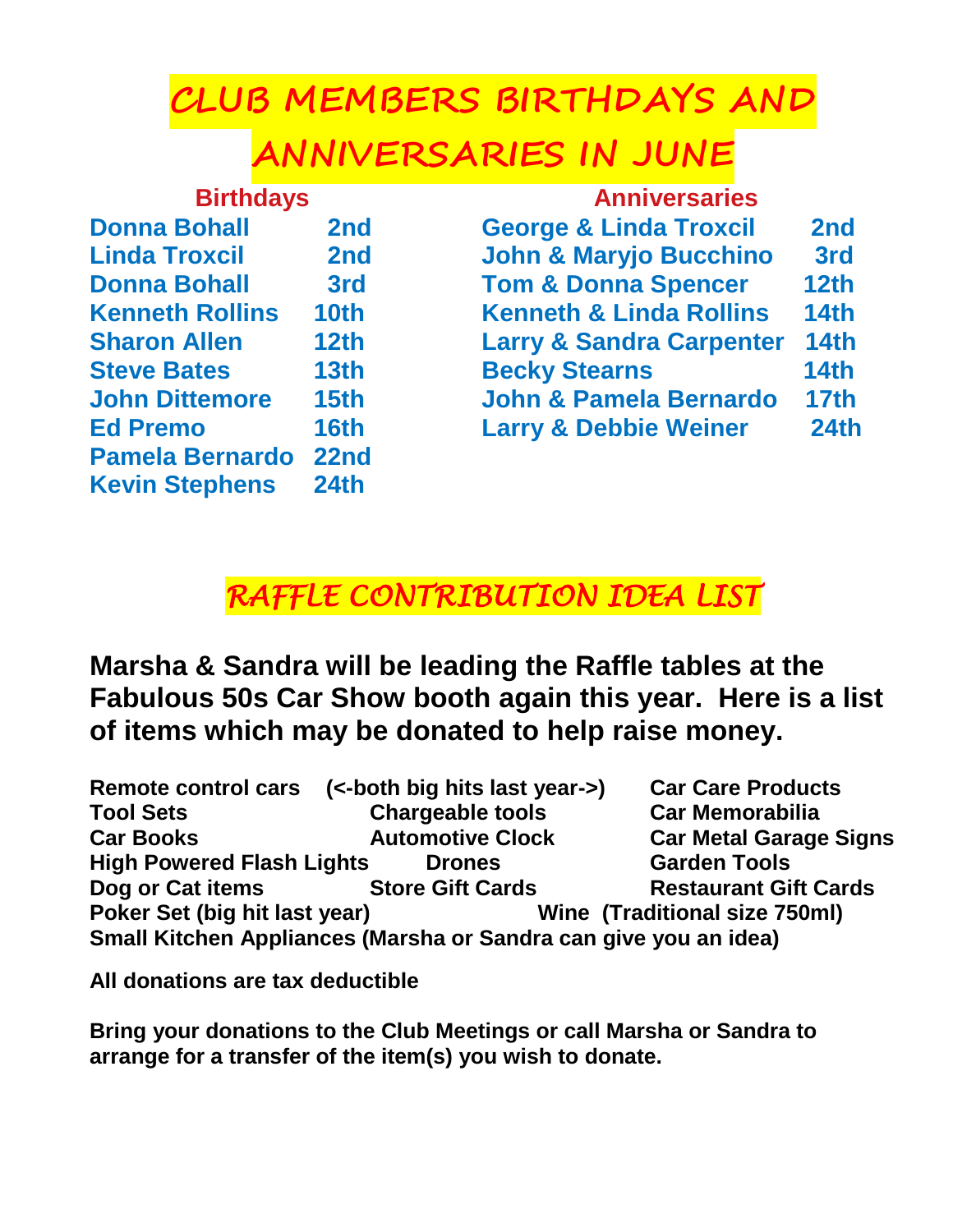# CLUB MEMBERS BIRTHDAYS AND ANNIVERSARIES IN JUNE

| Birthdays | |
|---|---|
| Donna Bohall | 2nd |
| Linda Troxcil | 2nd |
| Donna Bohall | 3rd |
| Kenneth Rollins | 10th |
| Sharon Allen | 12th |
| Steve Bates | 13th |
| John Dittemore | 15th |
| Ed Premo | 16th |
| Pamela Bernardo | 22nd |
| Kevin Stephens | 24th |

| Anniversaries | |
|---|---|
| George & Linda Troxcil | 2nd |
| John & Maryjo Bucchino | 3rd |
| Tom & Donna Spencer | 12th |
| Kenneth & Linda Rollins | 14th |
| Larry & Sandra Carpenter | 14th |
| Becky Stearns | 14th |
| John & Pamela Bernardo | 17th |
| Larry & Debbie Weiner | 24th |

## RAFFLE CONTRIBUTION IDEA LIST

**Marsha & Sandra will be leading the Raffle tables at the Fabulous 50s Car Show booth again this year. Here is a list of items which may be donated to help raise money.**

**Remote control cars (<-both big hits last year->) Car Care Products**
**Tool Sets**
**Chargeable tools**
**Car Memorabilia**
**Car Books**
**Automotive Clock**
**Car Metal Garage Signs**
**High Powered Flash Lights**
**Drones**
**Garden Tools**
**Dog or Cat items**
**Store Gift Cards**
**Restaurant Gift Cards**
**Poker Set (big hit last year)**
**Wine (Traditional size 750ml)**
**Small Kitchen Appliances (Marsha or Sandra can give you an idea)**

**All donations are tax deductible**

**Bring your donations to the Club Meetings or call Marsha or Sandra to arrange for a transfer of the item(s) you wish to donate.**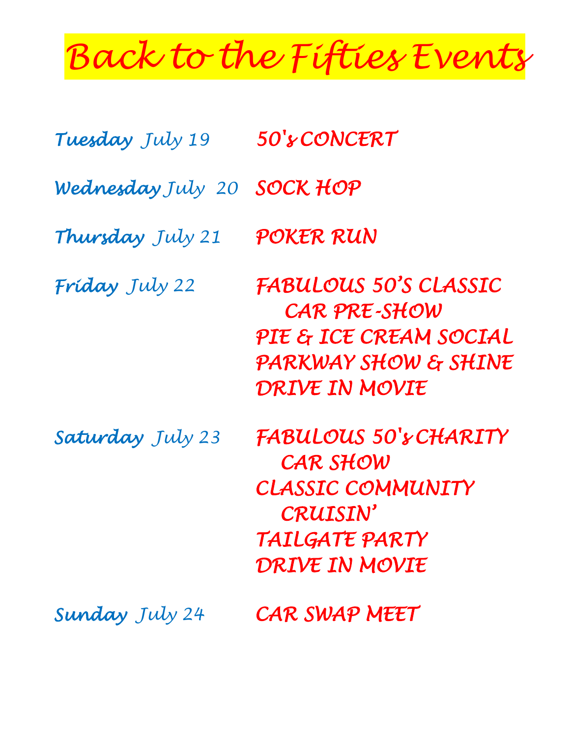# Back to the Fifties Events

| | |
|---|---|
| ***Tuesday** July 19* | *50's CONCERT* |
| ***Wednesday** July 20* | *SOCK HOP* |
| ***Thursday** July 21* | *POKER RUN* |
| ***Friday** July 22* | *FABULOUS 50'S CLASSIC CAR PRE-SHOW*<br>*PIE & ICE CREAM SOCIAL*<br>*PARKWAY SHOW & SHINE*<br>*DRIVE IN MOVIE* |
| ***Saturday** July 23* | *FABULOUS 50's CHARITY CAR SHOW*<br>*CLASSIC COMMUNITY CRUISIN'*<br>*TAILGATE PARTY*<br>*DRIVE IN MOVIE* |
| ***Sunday** July 24* | *CAR SWAP MEET* |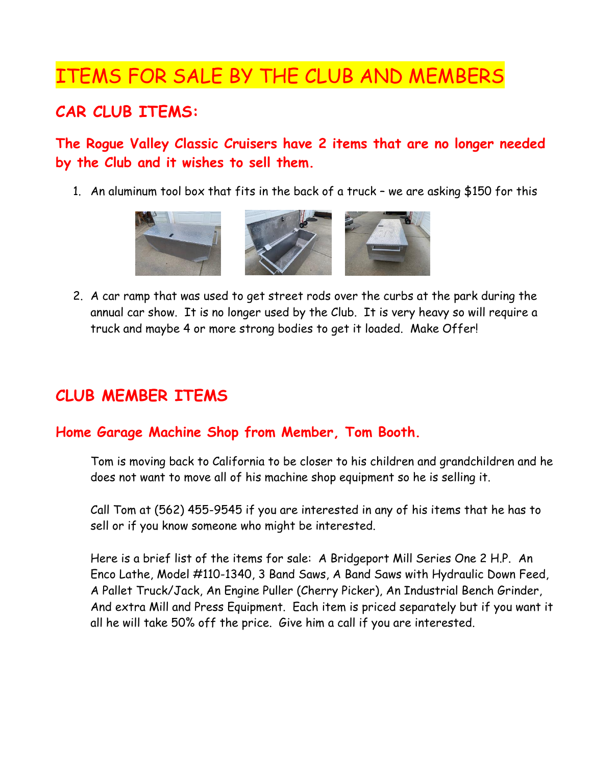# ITEMS FOR SALE BY THE CLUB AND MEMBERS

## CAR CLUB ITEMS:

### The Rogue Valley Classic Cruisers have 2 items that are no longer needed by the Club and it wishes to sell them.

1. An aluminum tool box that fits in the back of a truck – we are asking $150 for this

2. A car ramp that was used to get street rods over the curbs at the park during the annual car show. It is no longer used by the Club. It is very heavy so will require a truck and maybe 4 or more strong bodies to get it loaded. Make Offer!

## CLUB MEMBER ITEMS

### Home Garage Machine Shop from Member, Tom Booth.

Tom is moving back to California to be closer to his children and grandchildren and he does not want to move all of his machine shop equipment so he is selling it.

Call Tom at (562) 455-9545 if you are interested in any of his items that he has to sell or if you know someone who might be interested.

Here is a brief list of the items for sale: A Bridgeport Mill Series One 2 H.P. An Enco Lathe, Model #110-1340, 3 Band Saws, A Band Saws with Hydraulic Down Feed, A Pallet Truck/Jack, An Engine Puller (Cherry Picker), An Industrial Bench Grinder, And extra Mill and Press Equipment. Each item is priced separately but if you want it all he will take 50% off the price. Give him a call if you are interested.